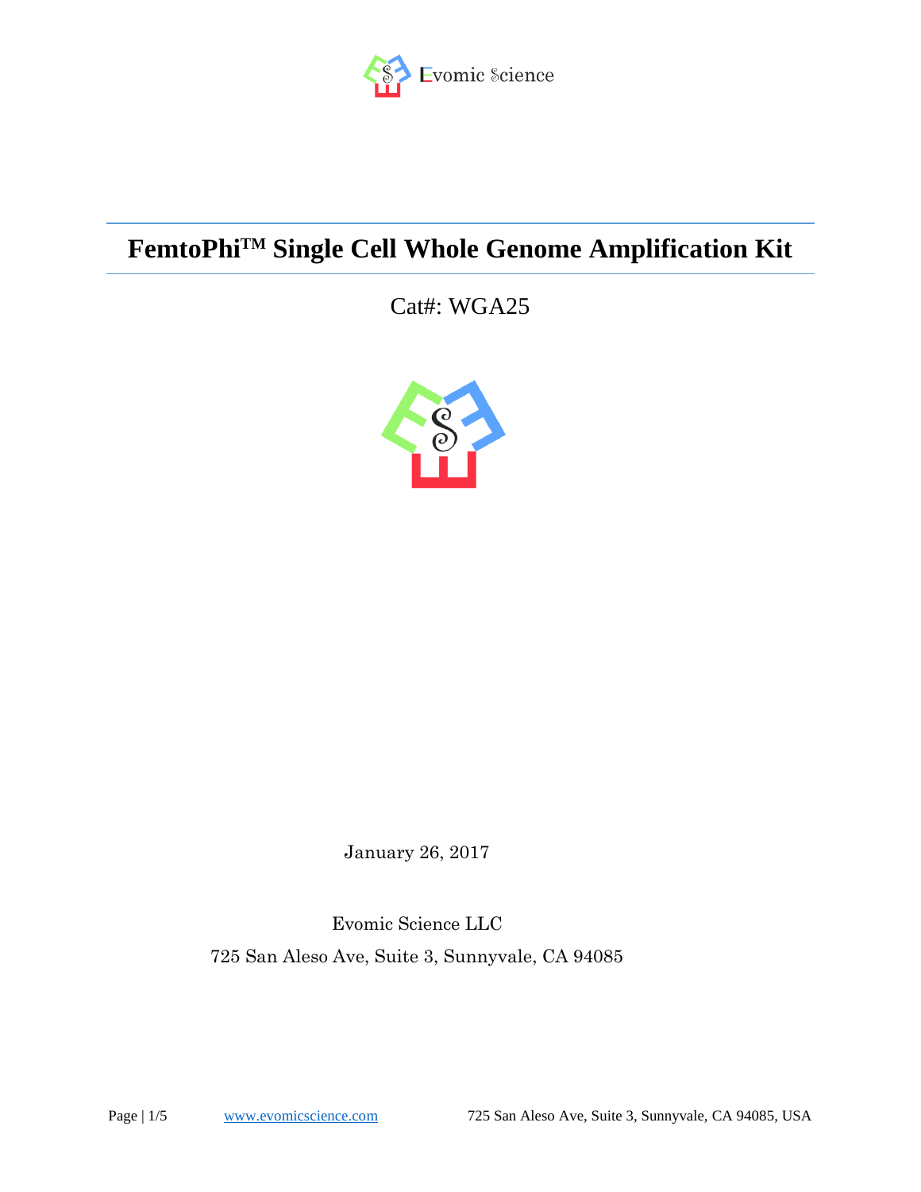Evomic Science

# FemtoPhi™ Single Cell Whole Genome Amplification Kit

Cat#: WGA25

January 26, 2017

Evomic Science LLC

725 San Aleso Ave, Suite 3, Sunnyvale, CA 94085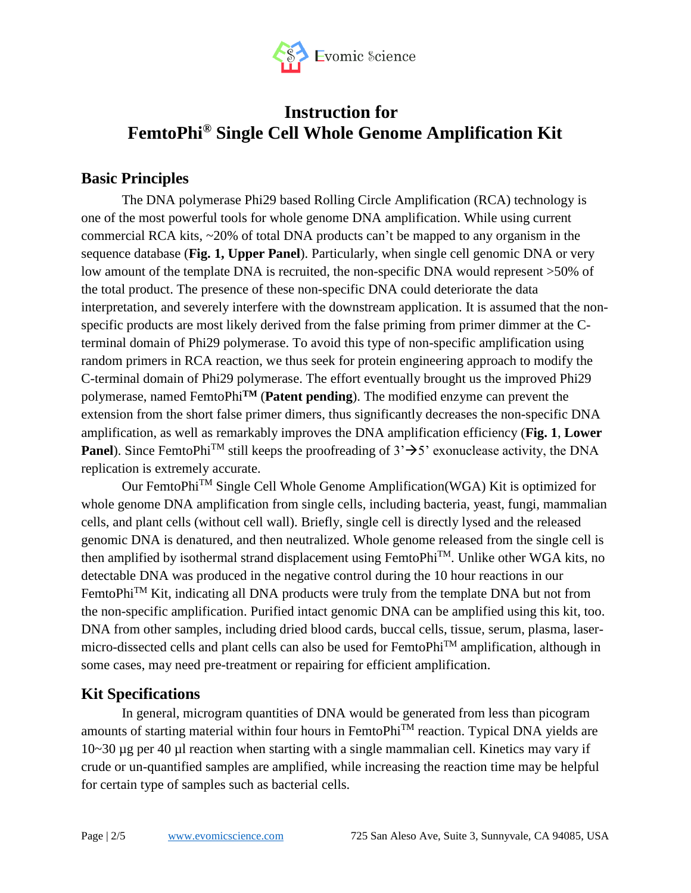# Instruction for FemtoPhi® Single Cell Whole Genome Amplification Kit

## Basic Principles

The DNA polymerase Phi29 based Rolling Circle Amplification (RCA) technology is one of the most powerful tools for whole genome DNA amplification. While using current commercial RCA kits, ~20% of total DNA products can't be mapped to any organism in the sequence database (**Fig. 1, Upper Panel**). Particularly, when single cell genomic DNA or very low amount of the template DNA is recruited, the non-specific DNA would represent >50% of the total product. The presence of these non-specific DNA could deteriorate the data interpretation, and severely interfere with the downstream application. It is assumed that the non-specific products are most likely derived from the false priming from primer dimmer at the C-terminal domain of Phi29 polymerase. To avoid this type of non-specific amplification using random primers in RCA reaction, we thus seek for protein engineering approach to modify the C-terminal domain of Phi29 polymerase. The effort eventually brought us the improved Phi29 polymerase, named FemtoPhi**™** (**Patent pending**). The modified enzyme can prevent the extension from the short false primer dimers, thus significantly decreases the non-specific DNA amplification, as well as remarkably improves the DNA amplification efficiency (**Fig. 1**, **Lower Panel**). Since FemtoPhi™ still keeps the proofreading of 3'→5' exonuclease activity, the DNA replication is extremely accurate.

Our FemtoPhi™ Single Cell Whole Genome Amplification(WGA) Kit is optimized for whole genome DNA amplification from single cells, including bacteria, yeast, fungi, mammalian cells, and plant cells (without cell wall). Briefly, single cell is directly lysed and the released genomic DNA is denatured, and then neutralized. Whole genome released from the single cell is then amplified by isothermal strand displacement using FemtoPhi™. Unlike other WGA kits, no detectable DNA was produced in the negative control during the 10 hour reactions in our FemtoPhi™ Kit, indicating all DNA products were truly from the template DNA but not from the non-specific amplification. Purified intact genomic DNA can be amplified using this kit, too. DNA from other samples, including dried blood cards, buccal cells, tissue, serum, plasma, laser-micro-dissected cells and plant cells can also be used for FemtoPhi™ amplification, although in some cases, may need pre-treatment or repairing for efficient amplification.

## Kit Specifications

In general, microgram quantities of DNA would be generated from less than picogram amounts of starting material within four hours in FemtoPhi™ reaction. Typical DNA yields are 10~30 µg per 40 µl reaction when starting with a single mammalian cell. Kinetics may vary if crude or un-quantified samples are amplified, while increasing the reaction time may be helpful for certain type of samples such as bacterial cells.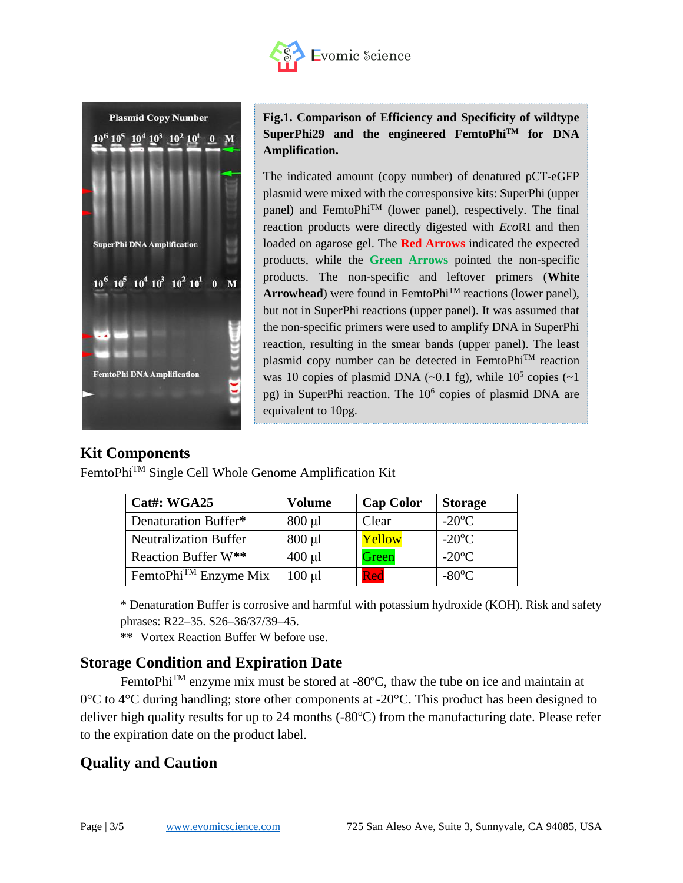**Fig.1. Comparison of Efficiency and Specificity of wildtype SuperPhi29 and the engineered FemtoPhi™ for DNA Amplification.**

The indicated amount (copy number) of denatured pCT-eGFP plasmid were mixed with the corresponsive kits: SuperPhi (upper panel) and FemtoPhi™ (lower panel), respectively. The final reaction products were directly digested with *Eco*RI and then loaded on agarose gel. The **Red Arrows** indicated the expected products, while the **Green Arrows** pointed the non-specific products. The non-specific and leftover primers (**White Arrowhead**) were found in FemtoPhi™ reactions (lower panel), but not in SuperPhi reactions (upper panel). It was assumed that the non-specific primers were used to amplify DNA in SuperPhi reaction, resulting in the smear bands (upper panel). The least plasmid copy number can be detected in FemtoPhi™ reaction was 10 copies of plasmid DNA (~0.1 fg), while $10^5$ copies (~1 pg) in SuperPhi reaction. The $10^6$ copies of plasmid DNA are equivalent to 10pg.

## Kit Components

FemtoPhi™ Single Cell Whole Genome Amplification Kit

| Cat#: WGA25 | Volume | Cap Color | Storage |
|---|---|---|---|
| Denaturation Buffer* | 800 µl | Clear | -20°C |
| Neutralization Buffer | 800 µl | Yellow | -20°C |
| Reaction Buffer W** | 400 µl | Green | -20°C |
| FemtoPhi™ Enzyme Mix | 100 µl | Red | -80°C |

* Denaturation Buffer is corrosive and harmful with potassium hydroxide (KOH). Risk and safety phrases: R22–35. S26–36/37/39–45.

** Vortex Reaction Buffer W before use.

## Storage Condition and Expiration Date

FemtoPhi™ enzyme mix must be stored at -80ºC, thaw the tube on ice and maintain at 0°C to 4°C during handling; store other components at -20°C. This product has been designed to deliver high quality results for up to 24 months (-80ºC) from the manufacturing date. Please refer to the expiration date on the product label.

## Quality and Caution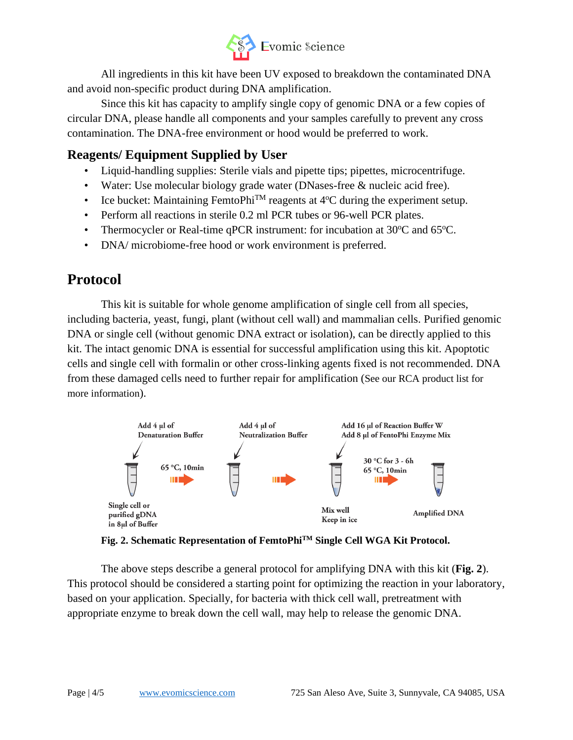All ingredients in this kit have been UV exposed to breakdown the contaminated DNA and avoid non-specific product during DNA amplification.

Since this kit has capacity to amplify single copy of genomic DNA or a few copies of circular DNA, please handle all components and your samples carefully to prevent any cross contamination. The DNA-free environment or hood would be preferred to work.

### Reagents/ Equipment Supplied by User

- Liquid-handling supplies: Sterile vials and pipette tips; pipettes, microcentrifuge.
- Water: Use molecular biology grade water (DNases-free & nucleic acid free).
- Ice bucket: Maintaining FemtoPhi™ reagents at 4°C during the experiment setup.
- Perform all reactions in sterile 0.2 ml PCR tubes or 96-well PCR plates.
- Thermocycler or Real-time qPCR instrument: for incubation at 30°C and 65°C.
- DNA/ microbiome-free hood or work environment is preferred.

## Protocol

This kit is suitable for whole genome amplification of single cell from all species, including bacteria, yeast, fungi, plant (without cell wall) and mammalian cells. Purified genomic DNA or single cell (without genomic DNA extract or isolation), can be directly applied to this kit. The intact genomic DNA is essential for successful amplification using this kit. Apoptotic cells and single cell with formalin or other cross-linking agents fixed is not recommended. DNA from these damaged cells need to further repair for amplification (See our RCA product list for more information).

Add 4 µl of Denaturation Buffer → 65 °C, 10min → Add 4 µl of Neutralization Buffer → Add 16 µl of Reaction Buffer W, Add 8 µl of FentoPhi Enzyme Mix → 30 °C for 3 - 6h, 65 °C, 10min → Amplified DNA

Single cell or purified gDNA in 8µl of Buffer; Mix well, Keep in ice

**Fig. 2. Schematic Representation of FemtoPhi™ Single Cell WGA Kit Protocol.**

The above steps describe a general protocol for amplifying DNA with this kit (**Fig. 2**). This protocol should be considered a starting point for optimizing the reaction in your laboratory, based on your application. Specially, for bacteria with thick cell wall, pretreatment with appropriate enzyme to break down the cell wall, may help to release the genomic DNA.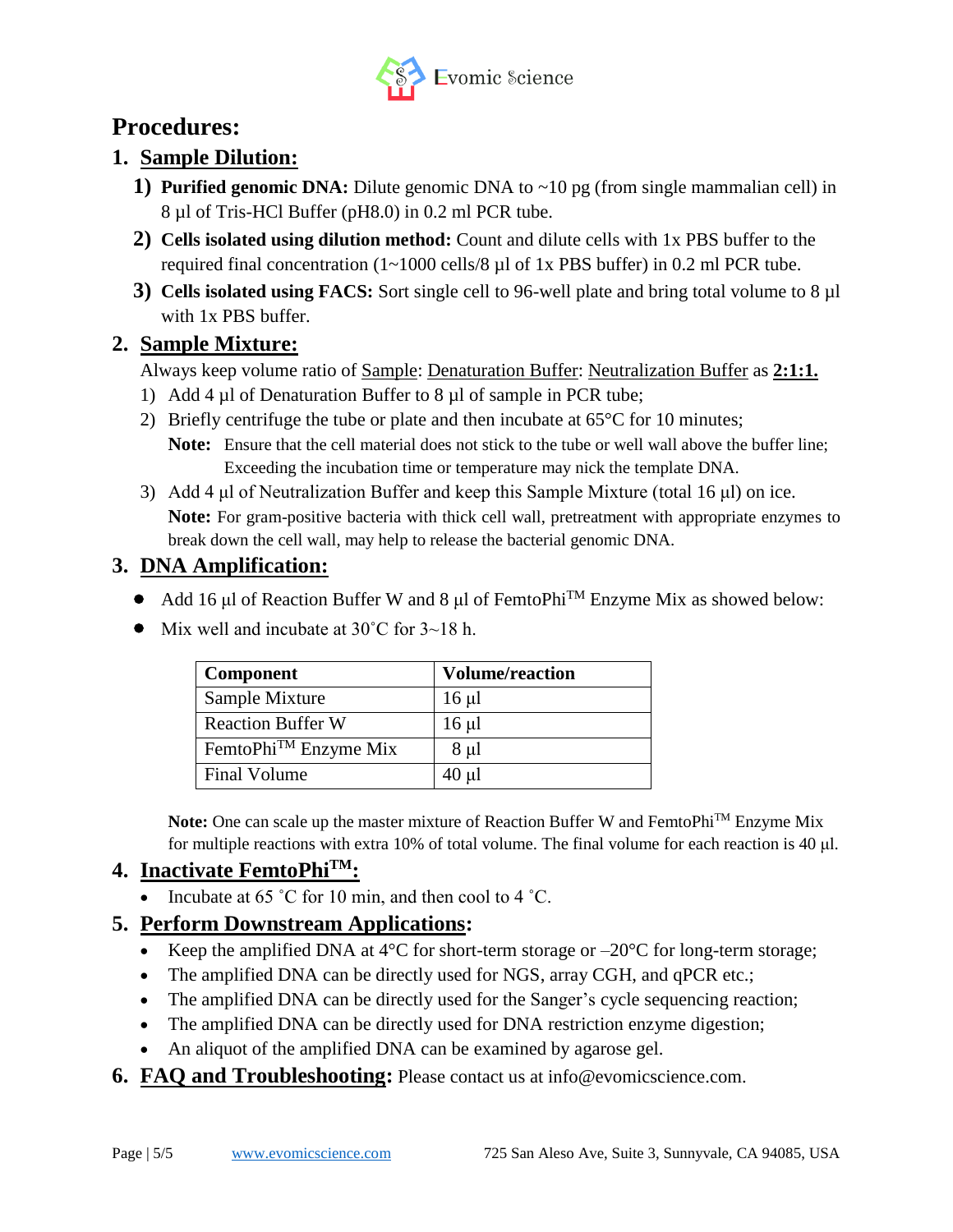# Procedures:

## 1. Sample Dilution:

1) **Purified genomic DNA:** Dilute genomic DNA to ~10 pg (from single mammalian cell) in 8 µl of Tris-HCl Buffer (pH8.0) in 0.2 ml PCR tube.
2) **Cells isolated using dilution method:** Count and dilute cells with 1x PBS buffer to the required final concentration (1~1000 cells/8 µl of 1x PBS buffer) in 0.2 ml PCR tube.
3) **Cells isolated using FACS:** Sort single cell to 96-well plate and bring total volume to 8 µl with 1x PBS buffer.

## 2. Sample Mixture:

Always keep volume ratio of Sample: Denaturation Buffer: Neutralization Buffer as **2:1:1.**

1) Add 4 µl of Denaturation Buffer to 8 µl of sample in PCR tube;
2) Briefly centrifuge the tube or plate and then incubate at 65°C for 10 minutes;

   **Note:** Ensure that the cell material does not stick to the tube or well wall above the buffer line; Exceeding the incubation time or temperature may nick the template DNA.
3) Add 4 µl of Neutralization Buffer and keep this Sample Mixture (total 16 µl) on ice.

   **Note:** For gram-positive bacteria with thick cell wall, pretreatment with appropriate enzymes to break down the cell wall, may help to release the bacterial genomic DNA.

## 3. DNA Amplification:

- Add 16 µl of Reaction Buffer W and 8 µl of FemtoPhi™ Enzyme Mix as showed below:
- Mix well and incubate at 30˚C for 3~18 h.

| Component | Volume/reaction |
|---|---|
| Sample Mixture | 16 µl |
| Reaction Buffer W | 16 µl |
| FemtoPhi™ Enzyme Mix | 8 µl |
| Final Volume | 40 µl |

**Note:** One can scale up the master mixture of Reaction Buffer W and FemtoPhi™ Enzyme Mix for multiple reactions with extra 10% of total volume. The final volume for each reaction is 40 µl.

## 4. Inactivate FemtoPhi™:

- Incubate at 65 ˚C for 10 min, and then cool to 4 ˚C.

## 5. Perform Downstream Applications:

- Keep the amplified DNA at 4°C for short-term storage or –20°C for long-term storage;
- The amplified DNA can be directly used for NGS, array CGH, and qPCR etc.;
- The amplified DNA can be directly used for the Sanger's cycle sequencing reaction;
- The amplified DNA can be directly used for DNA restriction enzyme digestion;
- An aliquot of the amplified DNA can be examined by agarose gel.

## 6. FAQ and Troubleshooting: Please contact us at info@evomicscience.com.